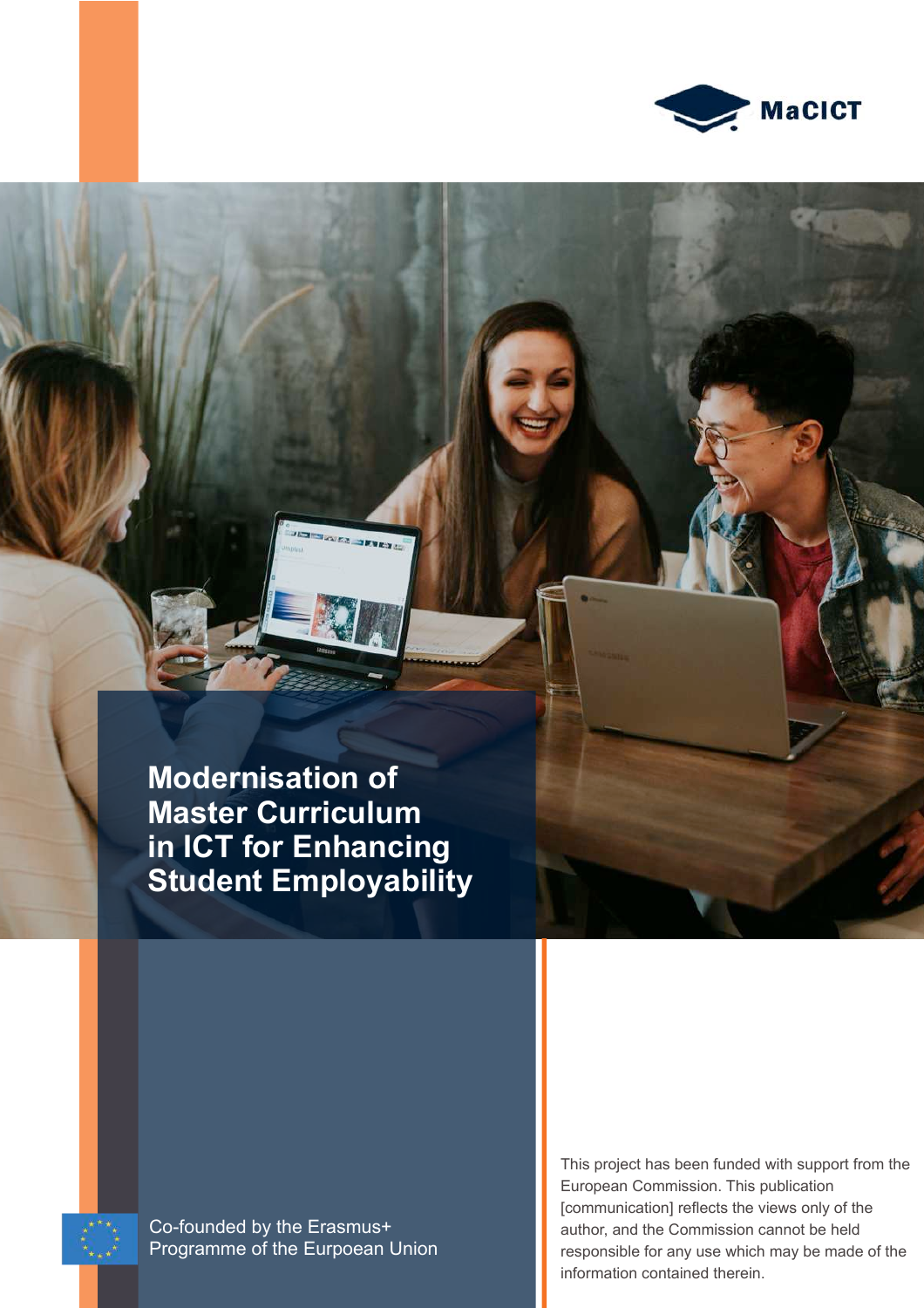MaCICT

# Modernisation of Master Curriculum in ICT for Enhancing Student Employability

Co-founded by the Erasmus+ Programme of the Eurpoean Union

This project has been funded with support from the European Commission. This publication [communication] reflects the views only of the author, and the Commission cannot be held responsible for any use which may be made of the information contained therein.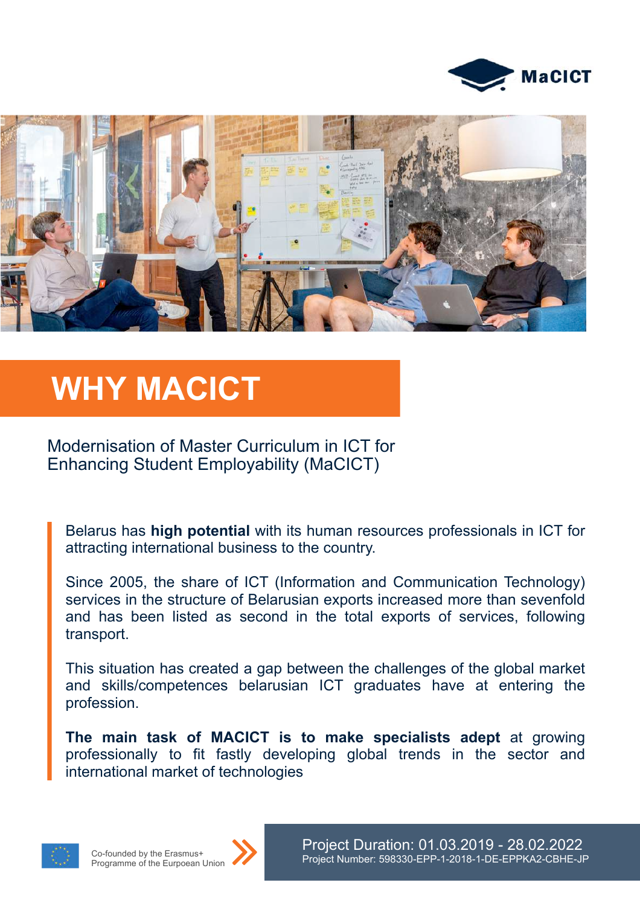MaCICT

# WHY MACICT

Modernisation of Master Curriculum in ICT for Enhancing Student Employability (MaCICT)

Belarus has **high potential** with its human resources professionals in ICT for attracting international business to the country.

Since 2005, the share of ICT (Information and Communication Technology) services in the structure of Belarusian exports increased more than sevenfold and has been listed as second in the total exports of services, following transport.

This situation has created a gap between the challenges of the global market and skills/competences belarusian ICT graduates have at entering the profession.

**The main task of MACICT is to make specialists adept** at growing professionally to fit fastly developing global trends in the sector and international market of technologies

Co-founded by the Erasmus+ Programme of the Eurpoean Union

Project Duration: 01.03.2019 - 28.02.2022
Project Number: 598330-EPP-1-2018-1-DE-EPPKA2-CBHE-JP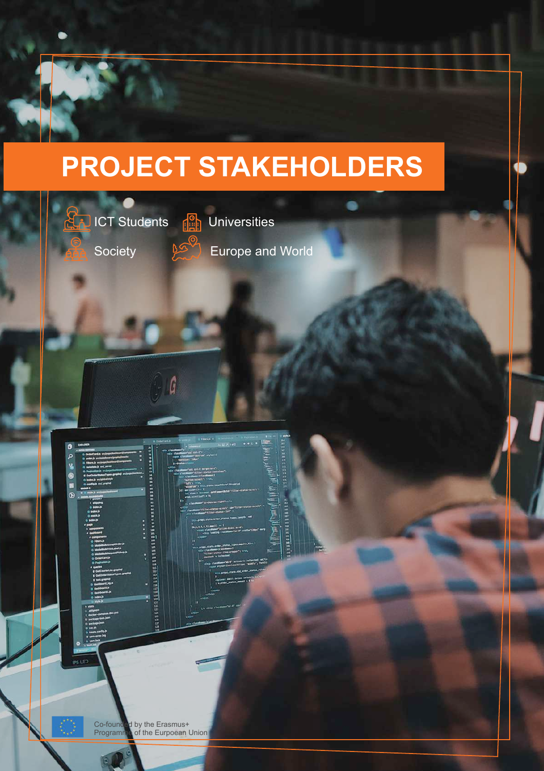# PROJECT STAKEHOLDERS

- ICT Students
- Universities
- Society
- Europe and World

Co-founded by the Erasmus+ Programme of the Eurpoean Union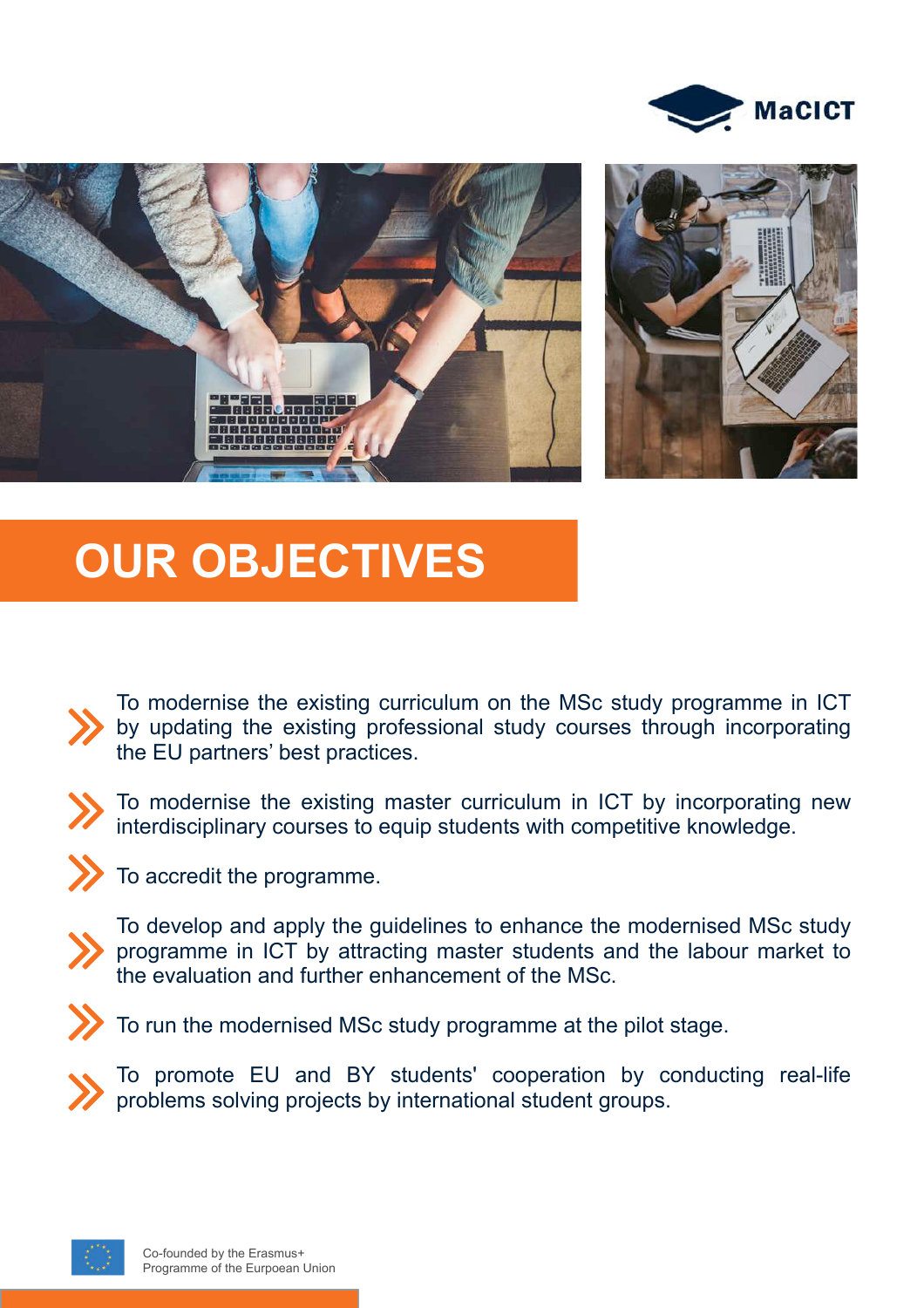MaCICT

# OUR OBJECTIVES

- To modernise the existing curriculum on the MSc study programme in ICT by updating the existing professional study courses through incorporating the EU partners' best practices.
- To modernise the existing master curriculum in ICT by incorporating new interdisciplinary courses to equip students with competitive knowledge.
- To accredit the programme.
- To develop and apply the guidelines to enhance the modernised MSc study programme in ICT by attracting master students and the labour market to the evaluation and further enhancement of the MSc.
- To run the modernised MSc study programme at the pilot stage.
- To promote EU and BY students' cooperation by conducting real-life problems solving projects by international student groups.

Co-founded by the Erasmus+ Programme of the Eurpoean Union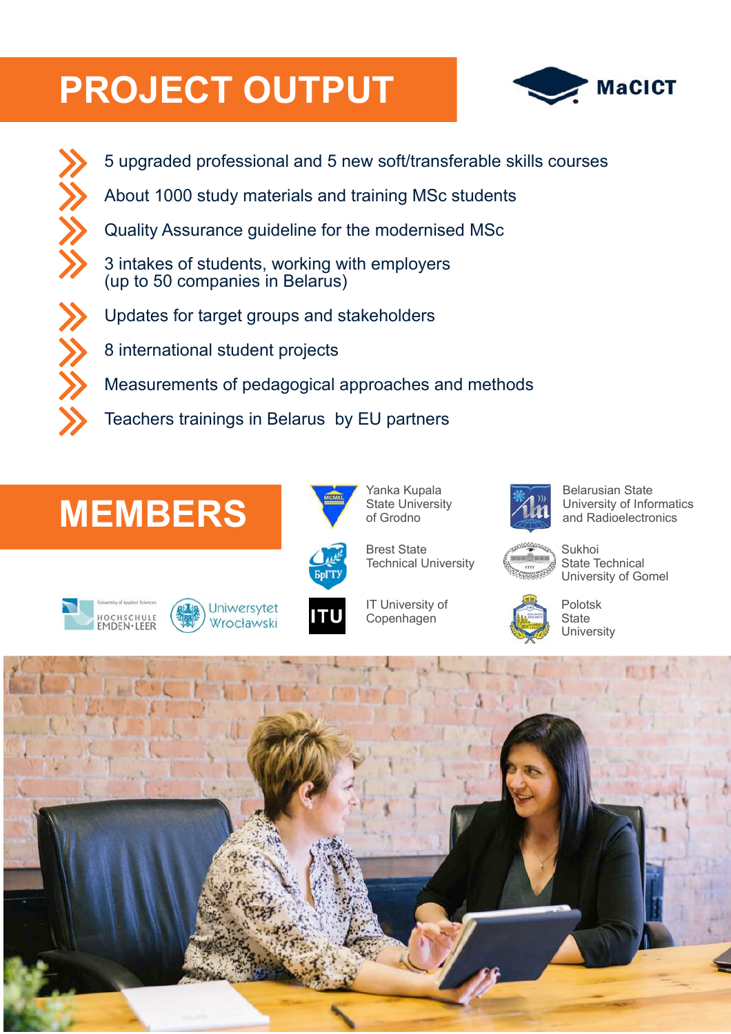# PROJECT OUTPUT

MaCICT

- 5 upgraded professional and 5 new soft/transferable skills courses
- About 1000 study materials and training MSc students
- Quality Assurance guideline for the modernised MSc
- 3 intakes of students, working with employers (up to 50 companies in Belarus)
- Updates for target groups and stakeholders
- 8 international student projects
- Measurements of pedagogical approaches and methods
- Teachers trainings in Belarus by EU partners

# MEMBERS

- Yanka Kupala State University of Grodno
- Belarusian State University of Informatics and Radioelectronics
- Brest State Technical University
- Sukhoi State Technical University of Gomel
- Hochschule Emden•Leer
- Uniwersytet Wrocławski
- IT University of Copenhagen
- Polotsk State University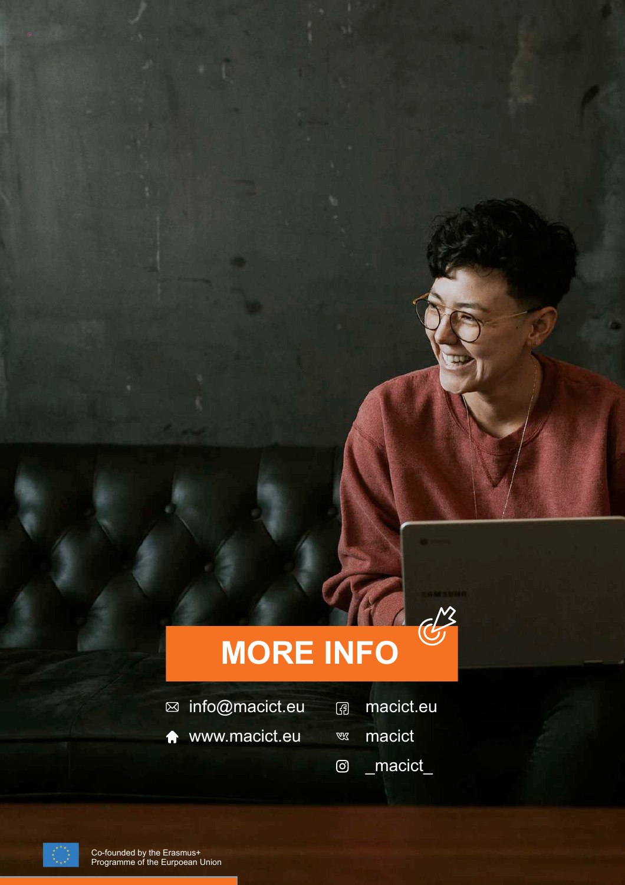# MORE INFO

- info@macict.eu
- www.macict.eu
- macict.eu
- macict
- _macict_

Co-founded by the Erasmus+ Programme of the Eurpoean Union